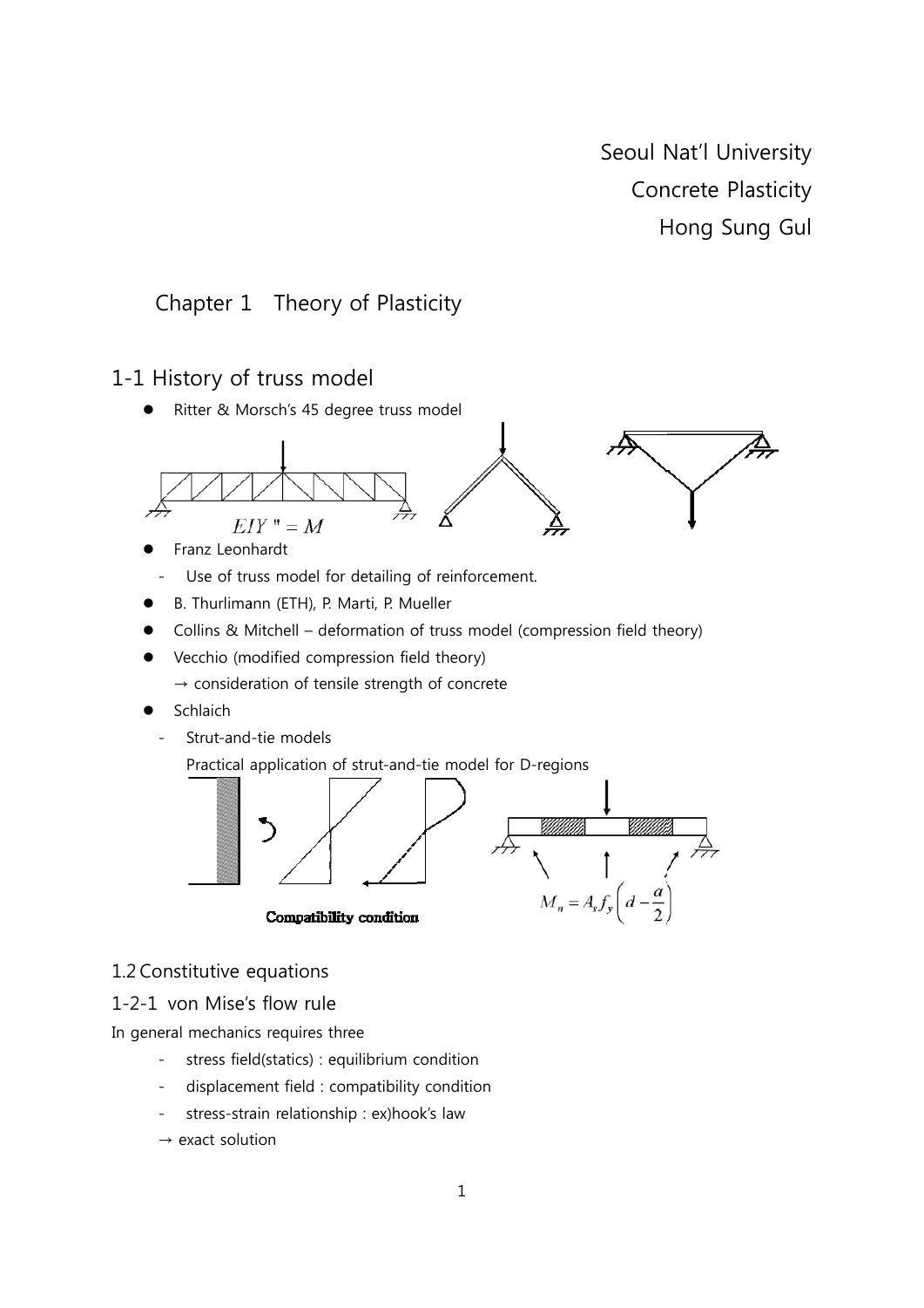Seoul Nat'l University
Concrete Plasticity
Hong Sung Gul

# Chapter 1 Theory of Plasticity

## 1-1 History of truss model

- Ritter & Morsch's 45 degree truss model

$EIY'' = M$

- Franz Leonhardt
  - Use of truss model for detailing of reinforcement.
- B. Thurlimann (ETH), P. Marti, P. Mueller
- Collins & Mitchell – deformation of truss model (compression field theory)
- Vecchio (modified compression field theory)
  → consideration of tensile strength of concrete
- Schlaich
  - Strut-and-tie models

    Practical application of strut-and-tie model for D-regions

**Compatibility condition**

$$M_n = A_s f_y \left( d - \frac{a}{2} \right)$$

## 1.2 Constitutive equations

### 1-2-1 von Mise's flow rule

In general mechanics requires three

- stress field(statics) : equilibrium condition
- displacement field : compatibility condition
- stress-strain relationship : ex)hook's law

→ exact solution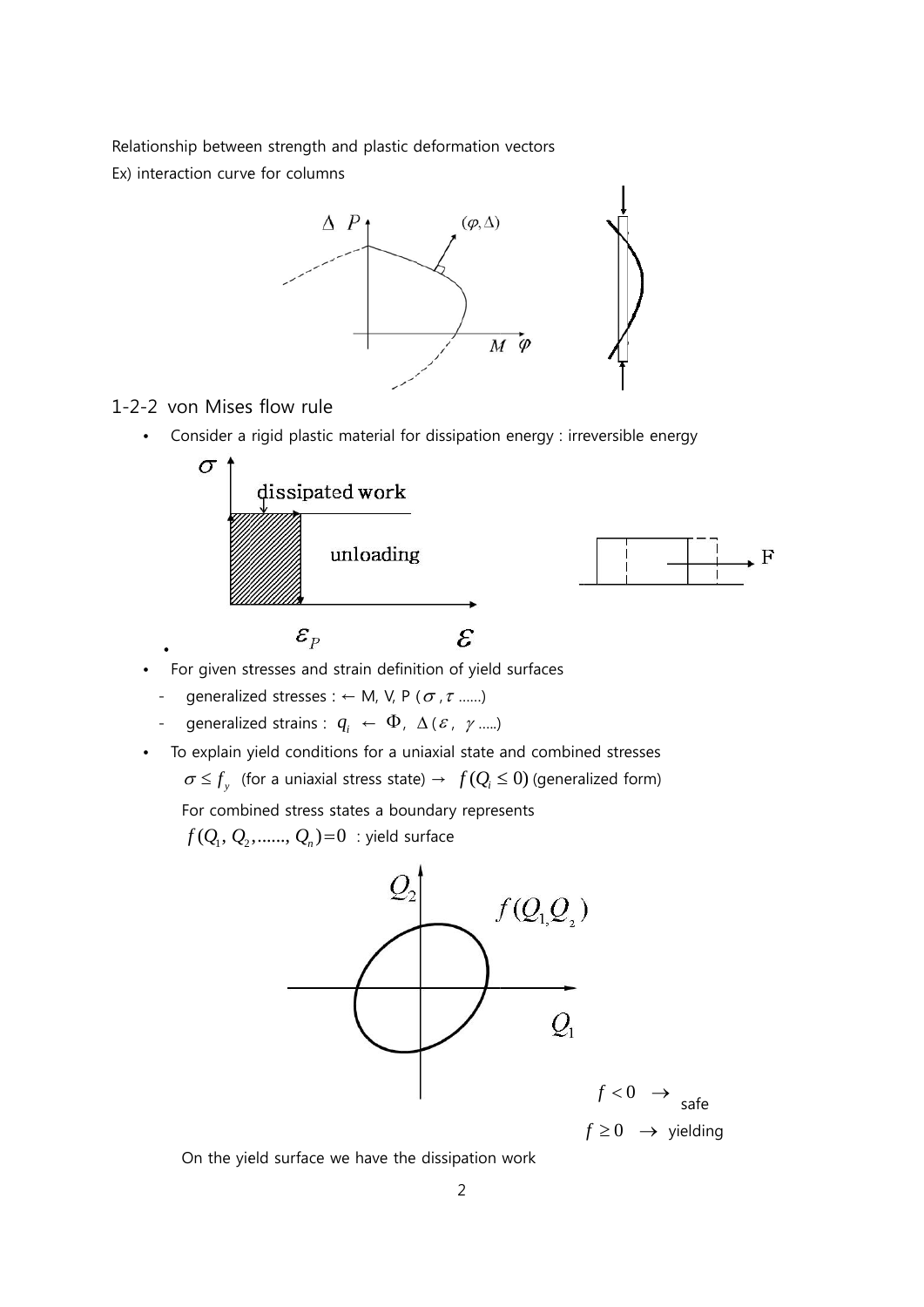Relationship between strength and plastic deformation vectors

Ex) interaction curve for columns

## 1-2-2 von Mises flow rule

- Consider a rigid plastic material for dissipation energy : irreversible energy

- For given stresses and strain definition of yield surfaces
  - generalized stresses : ← M, V, P ($\sigma$, $\tau$ ……)
  - generalized strains : $q_i$ ← $\Phi$, $\Delta$ ($\varepsilon$, $\gamma$ …..)
- To explain yield conditions for a uniaxial state and combined stresses

  $\sigma \le f_y$ (for a uniaxial stress state) → $f(Q_i \le 0)$ (generalized form)

  For combined stress states a boundary represents

  $f(Q_1, Q_2, ......, Q_n) = 0$ : yield surface

$f < 0$ → safe

$f \ge 0$ → yielding

On the yield surface we have the dissipation work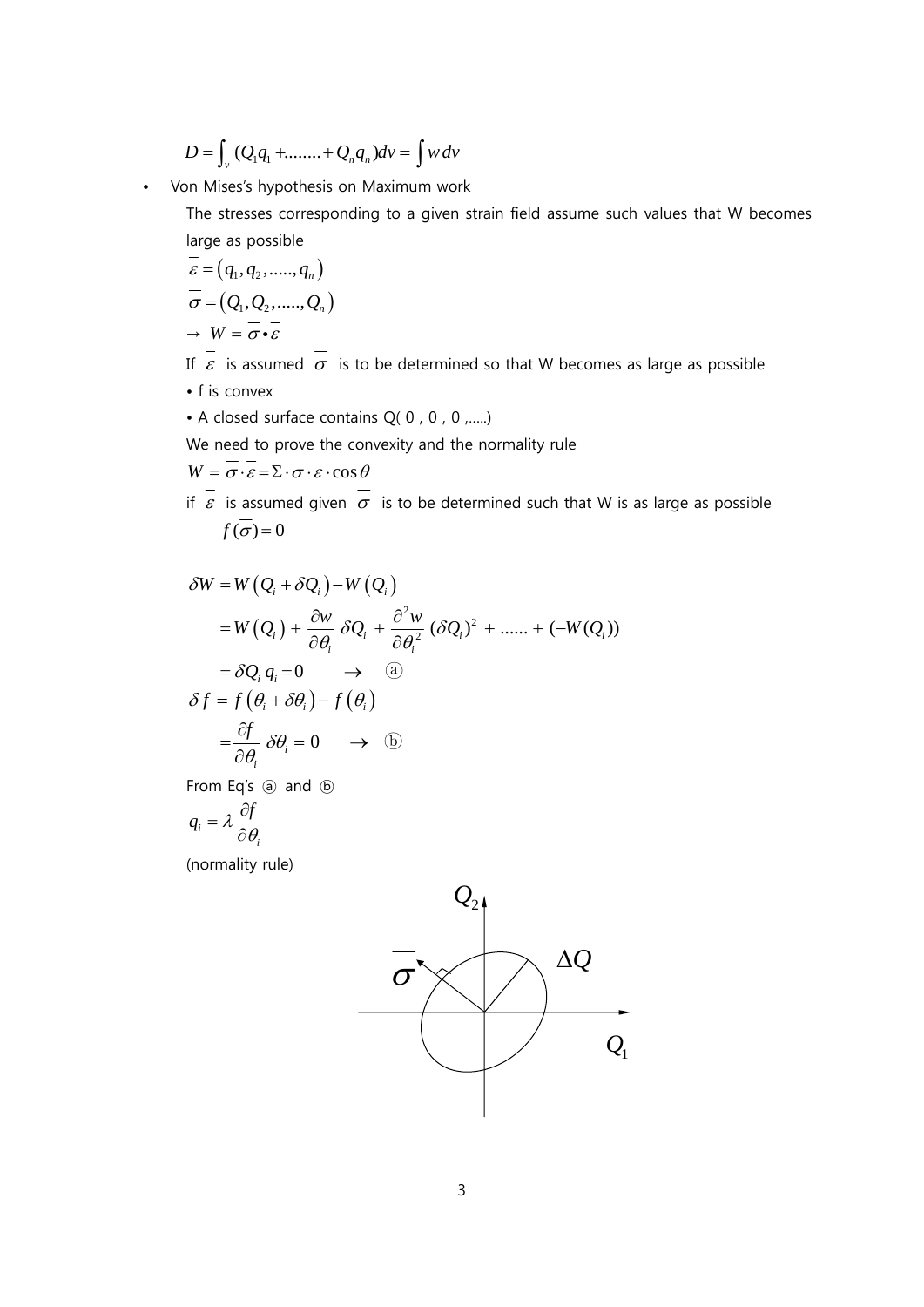$$D = \int_v (Q_1 q_1 + ........ + Q_n q_n) dv = \int w\, dv$$

- Von Mises's hypothesis on Maximum work

  The stresses corresponding to a given strain field assume such values that W becomes large as possible

  $\overline{\varepsilon} = (q_1, q_2, ....., q_n)$

  $\overline{\sigma} = (Q_1, Q_2, ....., Q_n)$

  $\rightarrow\ W = \overline{\sigma} \bullet \overline{\varepsilon}$

  If $\overline{\varepsilon}$ is assumed $\overline{\sigma}$ is to be determined so that W becomes as large as possible

  • f is convex

  • A closed surface contains Q( 0 , 0 , 0 ,.....)

  We need to prove the convexity and the normality rule

  $W = \overline{\sigma} \cdot \overline{\varepsilon} = \Sigma \cdot \sigma \cdot \varepsilon \cdot \cos\theta$

  if $\overline{\varepsilon}$ is assumed given $\overline{\sigma}$ is to be determined such that W is as large as possible

  $f(\overline{\sigma}) = 0$

$$\begin{aligned}
\delta W &= W(Q_i + \delta Q_i) - W(Q_i) \\
&= W(Q_i) + \frac{\partial w}{\partial \theta_i}\, \delta Q_i + \frac{\partial^2 w}{\partial \theta_i^2}\, (\delta Q_i)^2 + ...... + (-W(Q_i)) \\
&= \delta Q_i\, q_i = 0 \qquad \rightarrow \quad ⓐ
\end{aligned}$$

$$\begin{aligned}
\delta f &= f(\theta_i + \delta\theta_i) - f(\theta_i) \\
&= \frac{\partial f}{\partial \theta_i}\, \delta\theta_i = 0 \qquad \rightarrow \quad ⓑ
\end{aligned}$$

From Eq's ⓐ and ⓑ

$$q_i = \lambda \frac{\partial f}{\partial \theta_i}$$

(normality rule)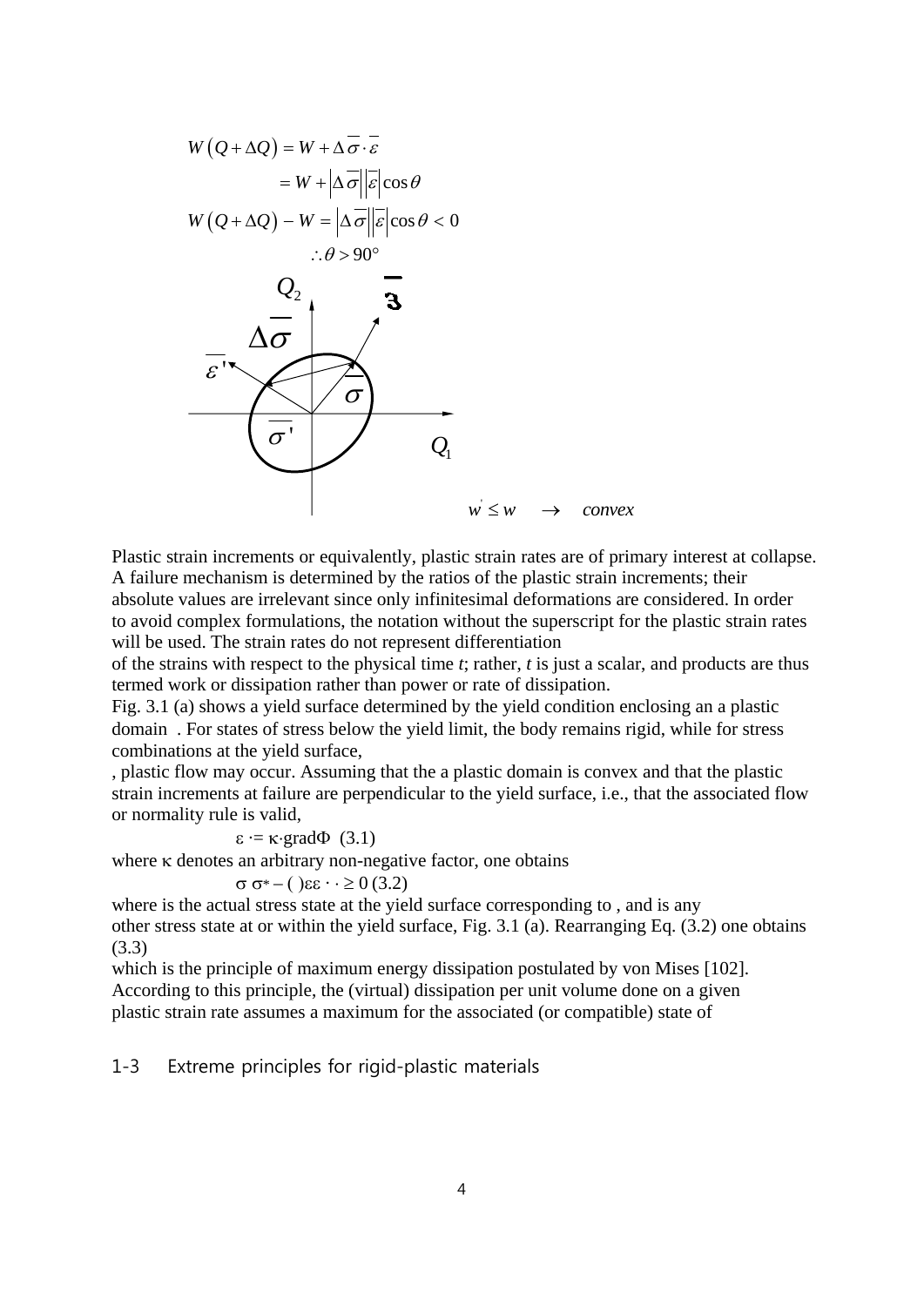$$W(Q+\Delta Q) = W + \Delta\overline{\sigma}\cdot\overline{\varepsilon}$$

$$= W + \left|\Delta\overline{\sigma}\right|\left|\overline{\varepsilon}\right|\cos\theta$$

$$W(Q+\Delta Q) - W = \left|\Delta\overline{\sigma}\right|\left|\overline{\varepsilon}\right|\cos\theta < 0$$

$$\therefore \theta > 90^\circ$$

$Q_2$, $\overline{\varepsilon}$, $\Delta\overline{\sigma}$, $\overline{\varepsilon}'$, $\overline{\sigma}$, $\overline{\sigma}'$, $Q_1$

$w' \le w \quad \rightarrow \quad convex$

Plastic strain increments or equivalently, plastic strain rates are of primary interest at collapse. A failure mechanism is determined by the ratios of the plastic strain increments; their absolute values are irrelevant since only infinitesimal deformations are considered. In order to avoid complex formulations, the notation without the superscript for the plastic strain rates will be used. The strain rates do not represent differentiation
of the strains with respect to the physical time *t*; rather, *t* is just a scalar, and products are thus termed work or dissipation rather than power or rate of dissipation.
Fig. 3.1 (a) shows a yield surface determined by the yield condition enclosing an a plastic domain . For states of stress below the yield limit, the body remains rigid, while for stress combinations at the yield surface,
, plastic flow may occur. Assuming that the a plastic domain is convex and that the plastic strain increments at failure are perpendicular to the yield surface, i.e., that the associated flow or normality rule is valid,

$\varepsilon \cdot = \kappa \cdot \mathrm{grad}\Phi$ (3.1)

where $\kappa$ denotes an arbitrary non-negative factor, one obtains

$\sigma\ \sigma^* - (\ )\varepsilon\varepsilon \cdot \cdot \ge 0$ (3.2)

where is the actual stress state at the yield surface corresponding to , and is any
other stress state at or within the yield surface, Fig. 3.1 (a). Rearranging Eq. (3.2) one obtains
(3.3)
which is the principle of maximum energy dissipation postulated by von Mises [102].
According to this principle, the (virtual) dissipation per unit volume done on a given plastic strain rate assumes a maximum for the associated (or compatible) state of

## 1-3 Extreme principles for rigid-plastic materials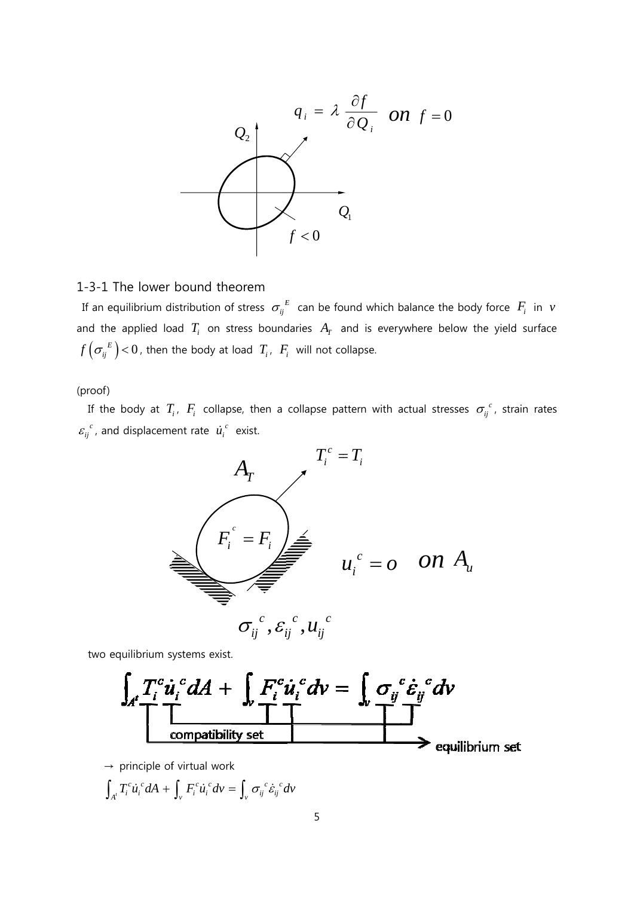$$q_i = \lambda \frac{\partial f}{\partial Q_i} \quad on \ f = 0$$

$Q_2$, $Q_1$, $f < 0$

### 1-3-1 The lower bound theorem

If an equilibrium distribution of stress $\sigma_{ij}{}^E$ can be found which balance the body force $F_i$ in $v$ and the applied load $T_i$ on stress boundaries $A_T$ and is everywhere below the yield surface $f\left(\sigma_{ij}{}^E\right) < 0$, then the body at load $T_i$, $F_i$ will not collapse.

(proof)

If the body at $T_i$, $F_i$ collapse, then a collapse pattern with actual stresses $\sigma_{ij}{}^c$, strain rates $\varepsilon_{ij}{}^c$, and displacement rate $\dot{u}_i{}^c$ exist.

$A_T$ $\quad T_i^c = T_i$

$F_i^c = F_i$ $\quad u_i{}^c = o \quad on \ A_u$

$$\sigma_{ij}{}^c, \varepsilon_{ij}{}^c, u_{ij}{}^c$$

two equilibrium systems exist.

$$\int_{A^t} T_i^c \dot{u}_i{}^c dA + \int_v F_i^c \dot{u}_i{}^c dv = \int_v \sigma_{ij}{}^c \dot{\varepsilon}_{ij}{}^c dv$$

compatibility set

equilibrium set

→ principle of virtual work

$$\int_{A^t} T_i^c \dot{u}_i{}^c dA + \int_v F_i^c \dot{u}_i{}^c dv = \int_v \sigma_{ij}{}^c \dot{\varepsilon}_{ij}{}^c dv$$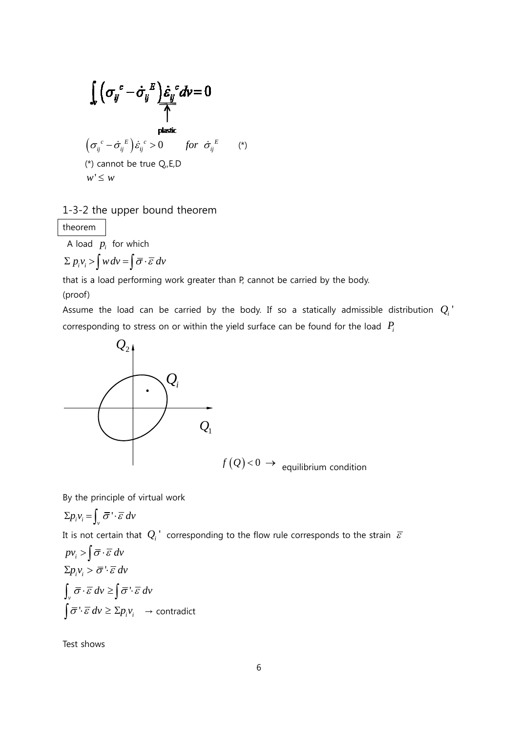$$\int_v \left(\sigma_{ij}^{\ c} - \dot{\sigma}_{ij}^{\ E}\right)\underline{\dot{\varepsilon}_{ij}^{\ c}}\, dv = 0$$

plastic

$$\left(\sigma_{ij}^{\ c} - \dot{\sigma}_{ij}^{\ E}\right)\dot{\varepsilon}_{ij}^{\ c} > 0 \qquad for\ \ \dot{\sigma}_{ij}^{\ E} \qquad (*)$$

(*) cannot be true Q,,E,D

$w' \leq w$

## 1-3-2 the upper bound theorem

theorem

A load $p_i$ for which

$$\Sigma\, p_i v_i > \int w\, dv = \int \bar{\sigma} \cdot \bar{\varepsilon}\, dv$$

that is a load performing work greater than P, cannot be carried by the body.

(proof)

Assume the load can be carried by the body. If so a statically admissible distribution $Q_i'$ corresponding to stress on or within the yield surface can be found for the load $P_i$

$f(Q) < 0 \rightarrow$ equilibrium condition

By the principle of virtual work

$$\Sigma p_i v_i = \int_v \bar{\sigma}' \cdot \bar{\varepsilon}\, dv$$

It is not certain that $Q_i'$ corresponding to the flow rule corresponds to the strain $\bar{\varepsilon}$

$$p v_i > \int \bar{\sigma} \cdot \bar{\varepsilon}\, dv$$

$$\Sigma p_i v_i > \bar{\sigma}' \cdot \bar{\varepsilon}\, dv$$

$$\int_v \bar{\sigma} \cdot \bar{\varepsilon}\, dv \geq \int \bar{\sigma}' \cdot \bar{\varepsilon}\, dv$$

$$\int \bar{\sigma}' \cdot \bar{\varepsilon}\, dv \geq \Sigma p_i v_i \quad \rightarrow \text{contradict}$$

Test shows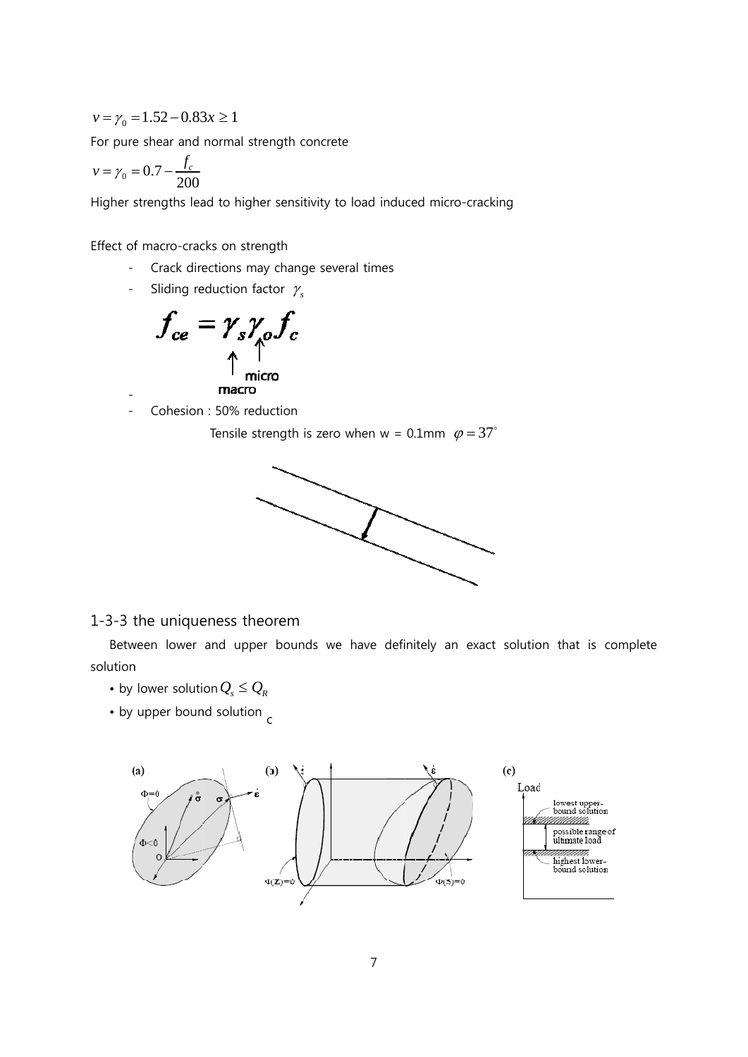$v = \gamma_0 = 1.52 - 0.83x \geq 1$

For pure shear and normal strength concrete

$$v = \gamma_0 = 0.7 - \frac{f_c}{200}$$

Higher strengths lead to higher sensitivity to load induced micro-cracking

Effect of macro-cracks on strength

- Crack directions may change several times
- Sliding reduction factor $\gamma_s$

$$f_{ce} = \gamma_s \gamma_o f_c$$

macro ($\gamma_s$), micro ($\gamma_o$)

-
- Cohesion : 50% reduction

  Tensile strength is zero when w = 0.1mm $\varphi = 37^\circ$

## 1-3-3 the uniqueness theorem

Between lower and upper bounds we have definitely an exact solution that is complete solution

- by lower solution $Q_s \leq Q_R$
- by upper bound solution c

(a) (b) (c)

Load: lowest upper-bound solution; possible range of ultimate load; highest lower-bound solution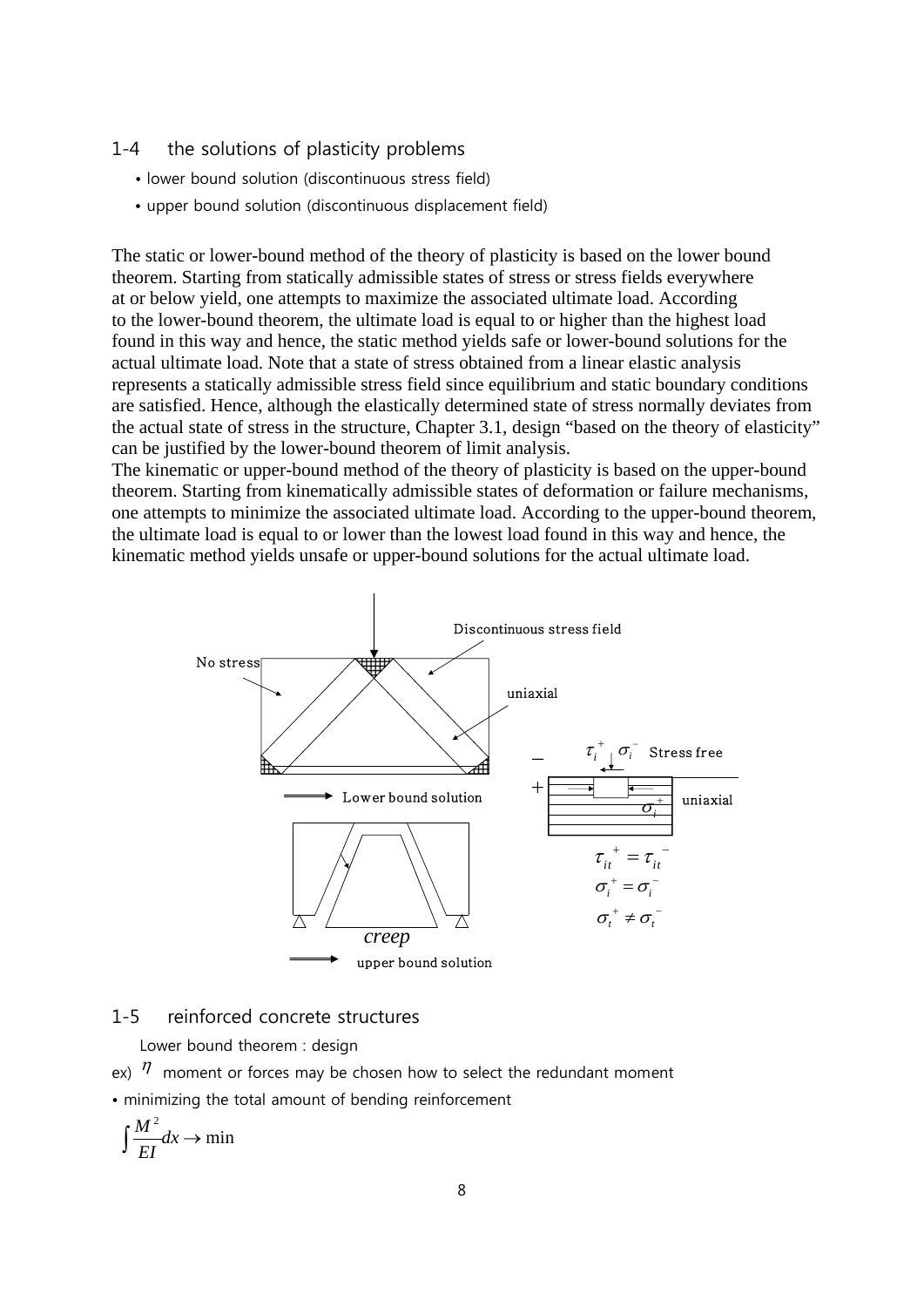## 1-4 the solutions of plasticity problems

- lower bound solution (discontinuous stress field)
- upper bound solution (discontinuous displacement field)

The static or lower-bound method of the theory of plasticity is based on the lower bound theorem. Starting from statically admissible states of stress or stress fields everywhere at or below yield, one attempts to maximize the associated ultimate load. According to the lower-bound theorem, the ultimate load is equal to or higher than the highest load found in this way and hence, the static method yields safe or lower-bound solutions for the actual ultimate load. Note that a state of stress obtained from a linear elastic analysis represents a statically admissible stress field since equilibrium and static boundary conditions are satisfied. Hence, although the elastically determined state of stress normally deviates from the actual state of stress in the structure, Chapter 3.1, design "based on the theory of elasticity" can be justified by the lower-bound theorem of limit analysis.

The kinematic or upper-bound method of the theory of plasticity is based on the upper-bound theorem. Starting from kinematically admissible states of deformation or failure mechanisms, one attempts to minimize the associated ultimate load. According to the upper-bound theorem, the ultimate load is equal to or lower than the lowest load found in this way and hence, the kinematic method yields unsafe or upper-bound solutions for the actual ultimate load.

No stress

Discontinuous stress field

uniaxial

→ Lower bound solution

$\tau_i^+$ $\sigma_i^-$ Stress free

uniaxial $\sigma_i^+$

$$\tau_{it}^+ = \tau_{it}^-$$

$$\sigma_i^+ = \sigma_i^-$$

$$\sigma_t^+ \neq \sigma_t^-$$

*creep*

→ upper bound solution

## 1-5 reinforced concrete structures

Lower bound theorem : design

ex) $\eta$ moment or forces may be chosen how to select the redundant moment

- minimizing the total amount of bending reinforcement

$$\int \frac{M^2}{EI} dx \rightarrow \min$$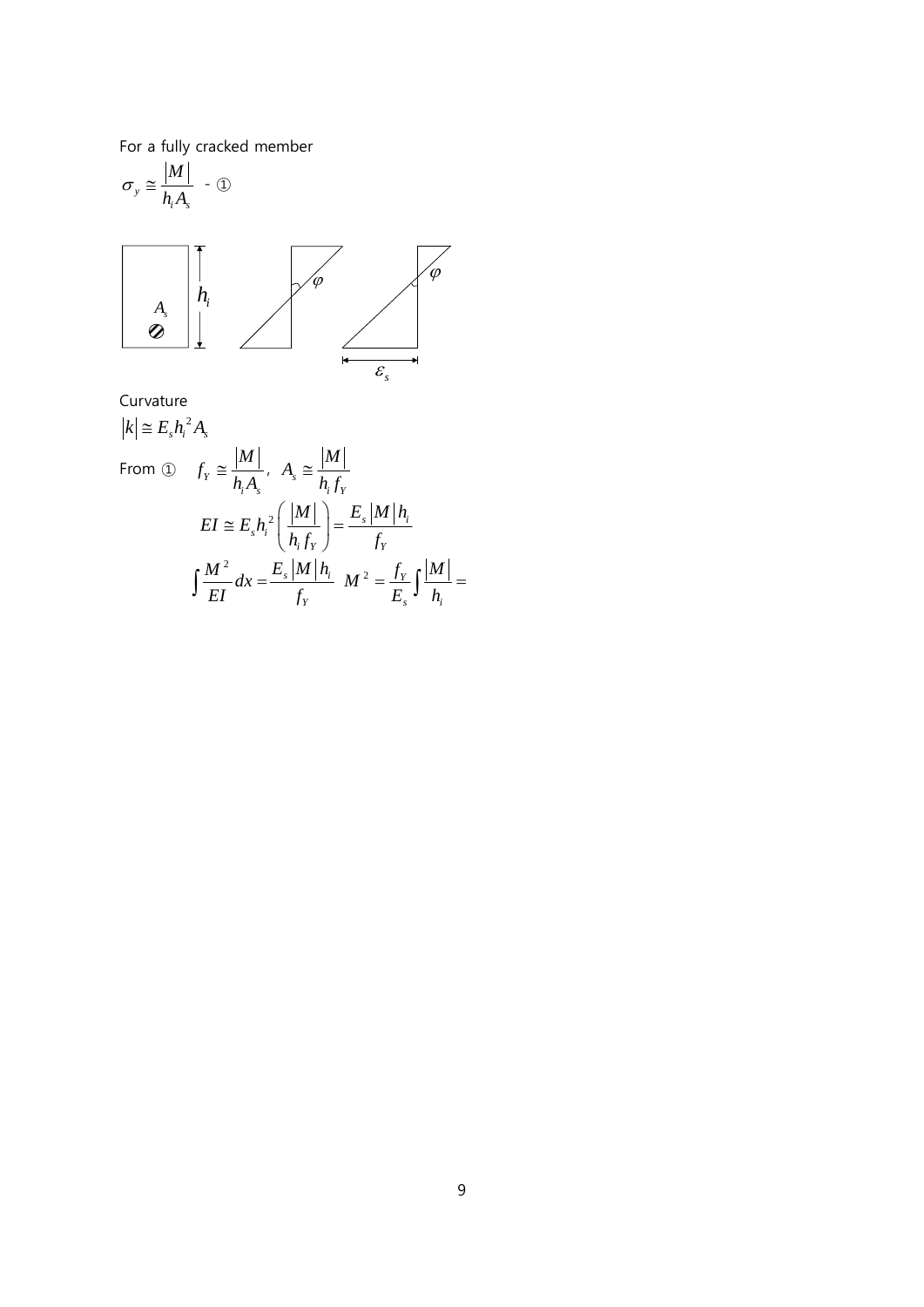For a fully cracked member

$$\sigma_y \cong \frac{|M|}{h_i A_s} \quad \text{- ①}$$

$A_s$

$h_i$

$\varphi$

$\varphi$

$\varepsilon_s$

Curvature

$$|k| \cong E_s h_i^2 A_s$$

From ① $\quad f_Y \cong \frac{|M|}{h_i A_s}, \quad A_s \cong \frac{|M|}{h_i f_Y}$

$$EI \cong E_s h_i^2 \left( \frac{|M|}{h_i f_Y} \right) = \frac{E_s |M| h_i}{f_Y}$$

$$\int \frac{M^2}{EI} dx = \frac{E_s |M| h_i}{f_Y} \quad M^2 = \frac{f_Y}{E_s} \int \frac{|M|}{h_i} =$$